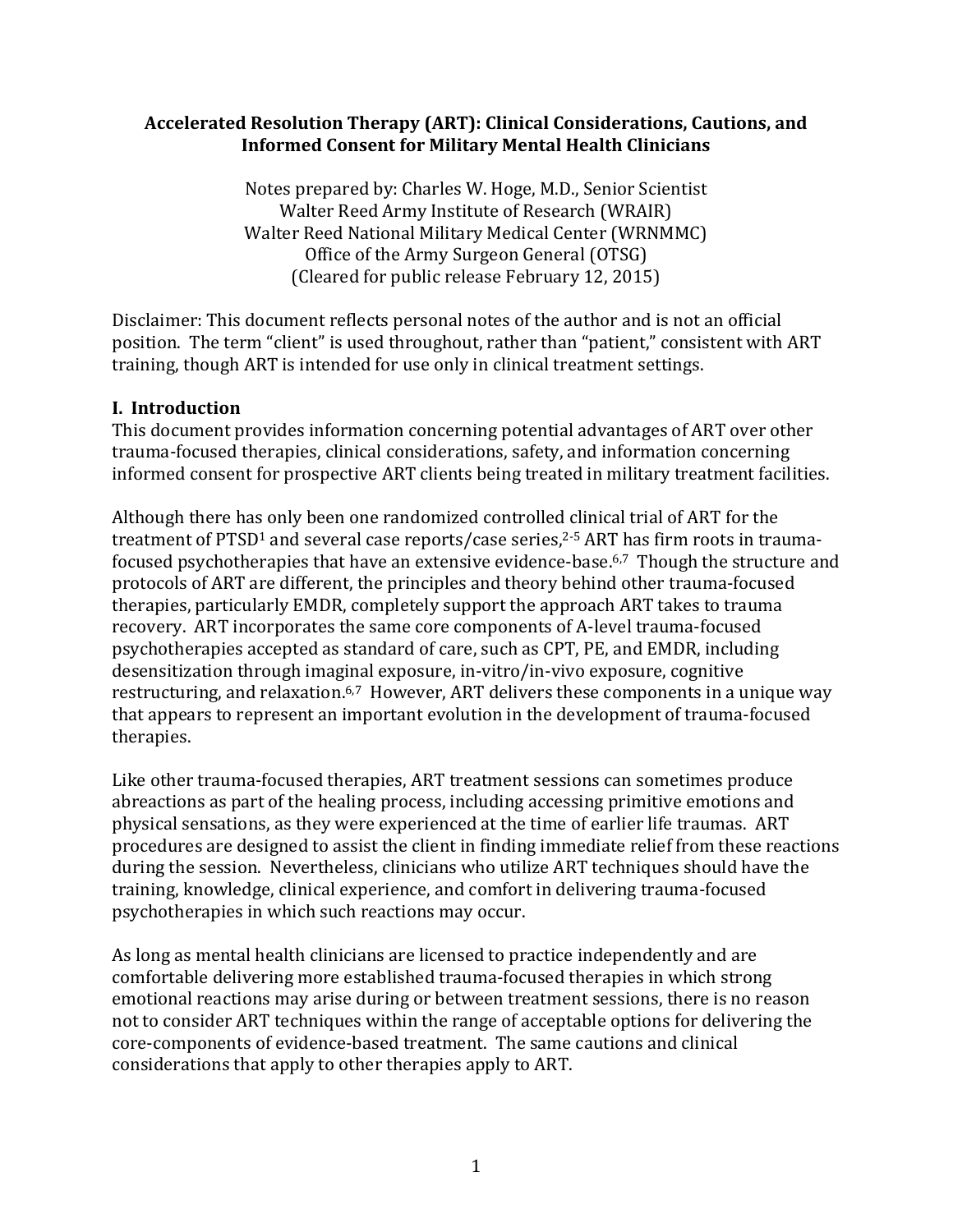# Accelerated Resolution Therapy (ART): Clinical Considerations, Cautions, and Informed Consent for Military Mental Health Clinicians

Notes prepared by: Charles W. Hoge, M.D., Senior Scientist
Walter Reed Army Institute of Research (WRAIR)
Walter Reed National Military Medical Center (WRNMMC)
Office of the Army Surgeon General (OTSG)
(Cleared for public release February 12, 2015)

Disclaimer: This document reflects personal notes of the author and is not an official position. The term "client" is used throughout, rather than "patient," consistent with ART training, though ART is intended for use only in clinical treatment settings.

## I. Introduction

This document provides information concerning potential advantages of ART over other trauma-focused therapies, clinical considerations, safety, and information concerning informed consent for prospective ART clients being treated in military treatment facilities.

Although there has only been one randomized controlled clinical trial of ART for the treatment of PTSD[1] and several case reports/case series,[2-5] ART has firm roots in trauma-focused psychotherapies that have an extensive evidence-base.[6,7] Though the structure and protocols of ART are different, the principles and theory behind other trauma-focused therapies, particularly EMDR, completely support the approach ART takes to trauma recovery. ART incorporates the same core components of A-level trauma-focused psychotherapies accepted as standard of care, such as CPT, PE, and EMDR, including desensitization through imaginal exposure, in-vitro/in-vivo exposure, cognitive restructuring, and relaxation.[6,7] However, ART delivers these components in a unique way that appears to represent an important evolution in the development of trauma-focused therapies.

Like other trauma-focused therapies, ART treatment sessions can sometimes produce abreactions as part of the healing process, including accessing primitive emotions and physical sensations, as they were experienced at the time of earlier life traumas. ART procedures are designed to assist the client in finding immediate relief from these reactions during the session. Nevertheless, clinicians who utilize ART techniques should have the training, knowledge, clinical experience, and comfort in delivering trauma-focused psychotherapies in which such reactions may occur.

As long as mental health clinicians are licensed to practice independently and are comfortable delivering more established trauma-focused therapies in which strong emotional reactions may arise during or between treatment sessions, there is no reason not to consider ART techniques within the range of acceptable options for delivering the core-components of evidence-based treatment. The same cautions and clinical considerations that apply to other therapies apply to ART.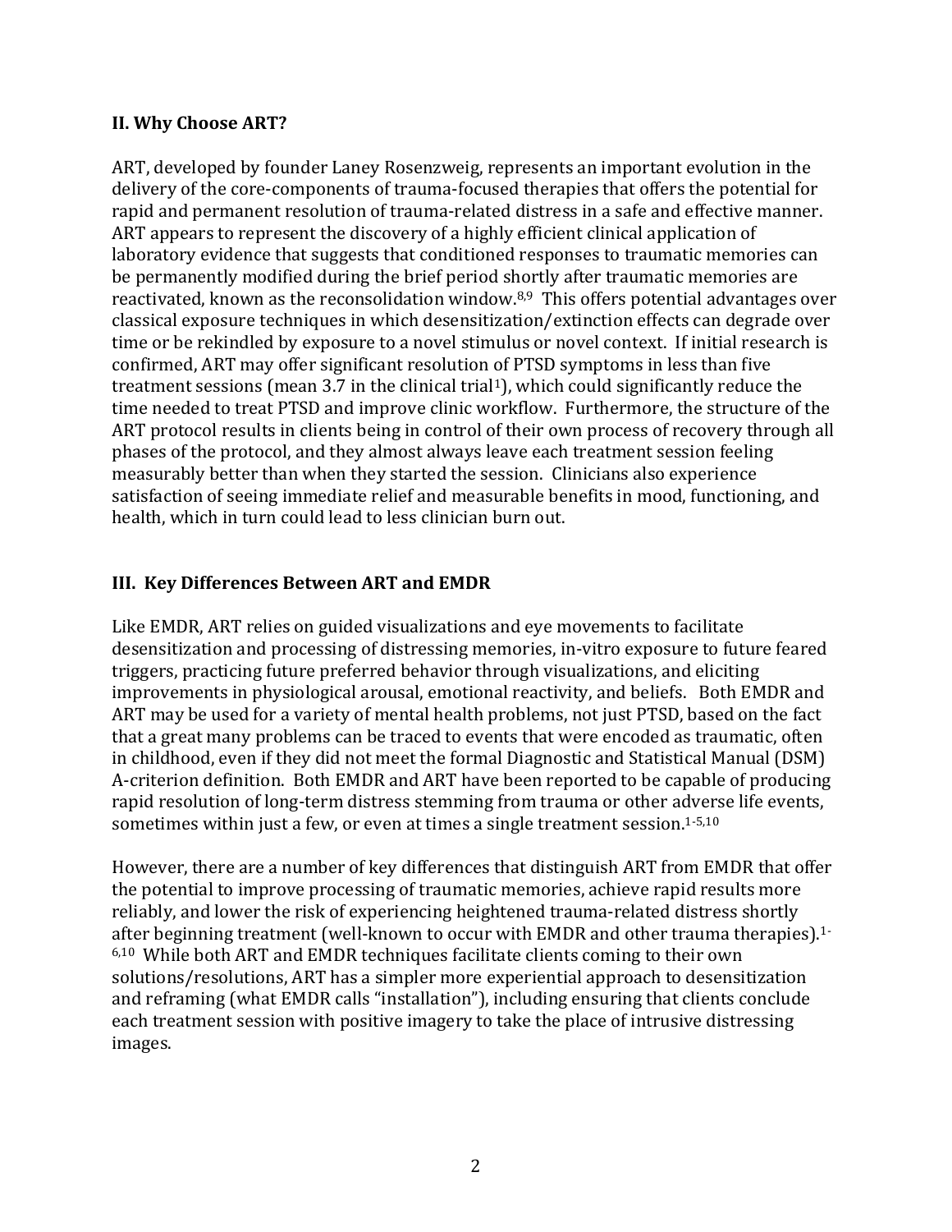## II. Why Choose ART?

ART, developed by founder Laney Rosenzweig, represents an important evolution in the delivery of the core-components of trauma-focused therapies that offers the potential for rapid and permanent resolution of trauma-related distress in a safe and effective manner. ART appears to represent the discovery of a highly efficient clinical application of laboratory evidence that suggests that conditioned responses to traumatic memories can be permanently modified during the brief period shortly after traumatic memories are reactivated, known as the reconsolidation window.[8,9] This offers potential advantages over classical exposure techniques in which desensitization/extinction effects can degrade over time or be rekindled by exposure to a novel stimulus or novel context. If initial research is confirmed, ART may offer significant resolution of PTSD symptoms in less than five treatment sessions (mean 3.7 in the clinical trial[1]), which could significantly reduce the time needed to treat PTSD and improve clinic workflow. Furthermore, the structure of the ART protocol results in clients being in control of their own process of recovery through all phases of the protocol, and they almost always leave each treatment session feeling measurably better than when they started the session. Clinicians also experience satisfaction of seeing immediate relief and measurable benefits in mood, functioning, and health, which in turn could lead to less clinician burn out.

## III. Key Differences Between ART and EMDR

Like EMDR, ART relies on guided visualizations and eye movements to facilitate desensitization and processing of distressing memories, in-vitro exposure to future feared triggers, practicing future preferred behavior through visualizations, and eliciting improvements in physiological arousal, emotional reactivity, and beliefs. Both EMDR and ART may be used for a variety of mental health problems, not just PTSD, based on the fact that a great many problems can be traced to events that were encoded as traumatic, often in childhood, even if they did not meet the formal Diagnostic and Statistical Manual (DSM) A-criterion definition. Both EMDR and ART have been reported to be capable of producing rapid resolution of long-term distress stemming from trauma or other adverse life events, sometimes within just a few, or even at times a single treatment session.[1-5,10]

However, there are a number of key differences that distinguish ART from EMDR that offer the potential to improve processing of traumatic memories, achieve rapid results more reliably, and lower the risk of experiencing heightened trauma-related distress shortly after beginning treatment (well-known to occur with EMDR and other trauma therapies).[1-6,10] While both ART and EMDR techniques facilitate clients coming to their own solutions/resolutions, ART has a simpler more experiential approach to desensitization and reframing (what EMDR calls "installation"), including ensuring that clients conclude each treatment session with positive imagery to take the place of intrusive distressing images.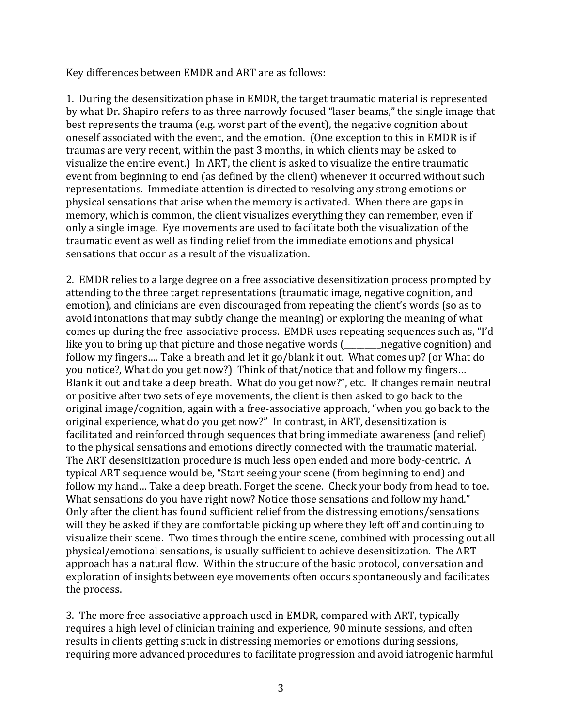Key differences between EMDR and ART are as follows:

1. During the desensitization phase in EMDR, the target traumatic material is represented by what Dr. Shapiro refers to as three narrowly focused "laser beams," the single image that best represents the trauma (e.g. worst part of the event), the negative cognition about oneself associated with the event, and the emotion. (One exception to this in EMDR is if traumas are very recent, within the past 3 months, in which clients may be asked to visualize the entire event.) In ART, the client is asked to visualize the entire traumatic event from beginning to end (as defined by the client) whenever it occurred without such representations. Immediate attention is directed to resolving any strong emotions or physical sensations that arise when the memory is activated. When there are gaps in memory, which is common, the client visualizes everything they can remember, even if only a single image. Eye movements are used to facilitate both the visualization of the traumatic event as well as finding relief from the immediate emotions and physical sensations that occur as a result of the visualization.

2. EMDR relies to a large degree on a free associative desensitization process prompted by attending to the three target representations (traumatic image, negative cognition, and emotion), and clinicians are even discouraged from repeating the client's words (so as to avoid intonations that may subtly change the meaning) or exploring the meaning of what comes up during the free-associative process. EMDR uses repeating sequences such as, "I'd like you to bring up that picture and those negative words (__________negative cognition) and follow my fingers…. Take a breath and let it go/blank it out. What comes up? (or What do you notice?, What do you get now?) Think of that/notice that and follow my fingers… Blank it out and take a deep breath. What do you get now?", etc. If changes remain neutral or positive after two sets of eye movements, the client is then asked to go back to the original image/cognition, again with a free-associative approach, "when you go back to the original experience, what do you get now?" In contrast, in ART, desensitization is facilitated and reinforced through sequences that bring immediate awareness (and relief) to the physical sensations and emotions directly connected with the traumatic material. The ART desensitization procedure is much less open ended and more body-centric. A typical ART sequence would be, "Start seeing your scene (from beginning to end) and follow my hand… Take a deep breath. Forget the scene. Check your body from head to toe. What sensations do you have right now? Notice those sensations and follow my hand." Only after the client has found sufficient relief from the distressing emotions/sensations will they be asked if they are comfortable picking up where they left off and continuing to visualize their scene. Two times through the entire scene, combined with processing out all physical/emotional sensations, is usually sufficient to achieve desensitization. The ART approach has a natural flow. Within the structure of the basic protocol, conversation and exploration of insights between eye movements often occurs spontaneously and facilitates the process.

3. The more free-associative approach used in EMDR, compared with ART, typically requires a high level of clinician training and experience, 90 minute sessions, and often results in clients getting stuck in distressing memories or emotions during sessions, requiring more advanced procedures to facilitate progression and avoid iatrogenic harmful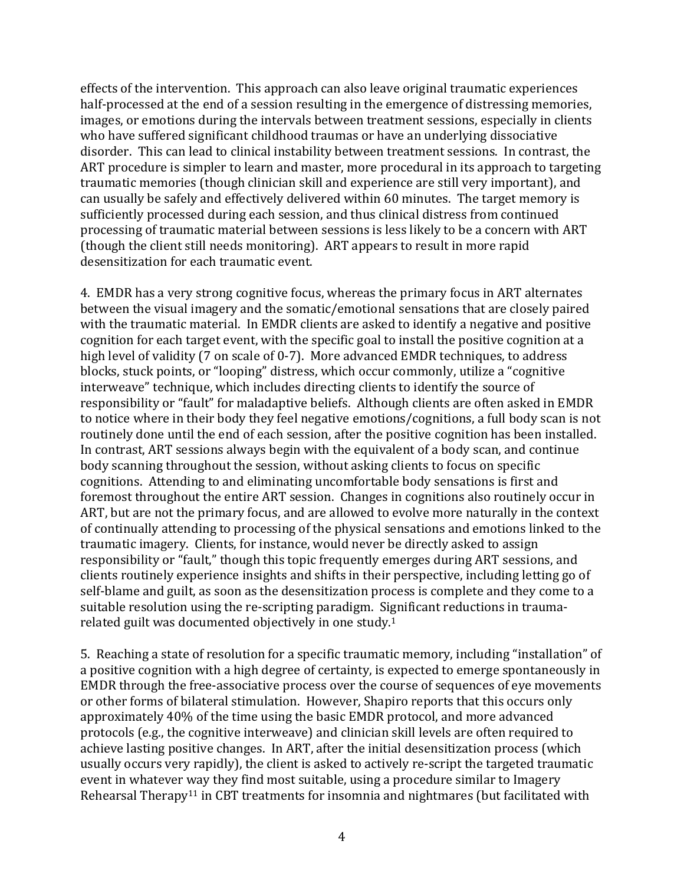effects of the intervention. This approach can also leave original traumatic experiences half-processed at the end of a session resulting in the emergence of distressing memories, images, or emotions during the intervals between treatment sessions, especially in clients who have suffered significant childhood traumas or have an underlying dissociative disorder. This can lead to clinical instability between treatment sessions. In contrast, the ART procedure is simpler to learn and master, more procedural in its approach to targeting traumatic memories (though clinician skill and experience are still very important), and can usually be safely and effectively delivered within 60 minutes. The target memory is sufficiently processed during each session, and thus clinical distress from continued processing of traumatic material between sessions is less likely to be a concern with ART (though the client still needs monitoring). ART appears to result in more rapid desensitization for each traumatic event.

4. EMDR has a very strong cognitive focus, whereas the primary focus in ART alternates between the visual imagery and the somatic/emotional sensations that are closely paired with the traumatic material. In EMDR clients are asked to identify a negative and positive cognition for each target event, with the specific goal to install the positive cognition at a high level of validity (7 on scale of 0-7). More advanced EMDR techniques, to address blocks, stuck points, or "looping" distress, which occur commonly, utilize a "cognitive interweave" technique, which includes directing clients to identify the source of responsibility or "fault" for maladaptive beliefs. Although clients are often asked in EMDR to notice where in their body they feel negative emotions/cognitions, a full body scan is not routinely done until the end of each session, after the positive cognition has been installed. In contrast, ART sessions always begin with the equivalent of a body scan, and continue body scanning throughout the session, without asking clients to focus on specific cognitions. Attending to and eliminating uncomfortable body sensations is first and foremost throughout the entire ART session. Changes in cognitions also routinely occur in ART, but are not the primary focus, and are allowed to evolve more naturally in the context of continually attending to processing of the physical sensations and emotions linked to the traumatic imagery. Clients, for instance, would never be directly asked to assign responsibility or "fault," though this topic frequently emerges during ART sessions, and clients routinely experience insights and shifts in their perspective, including letting go of self-blame and guilt, as soon as the desensitization process is complete and they come to a suitable resolution using the re-scripting paradigm. Significant reductions in trauma-related guilt was documented objectively in one study.[1]

5. Reaching a state of resolution for a specific traumatic memory, including "installation" of a positive cognition with a high degree of certainty, is expected to emerge spontaneously in EMDR through the free-associative process over the course of sequences of eye movements or other forms of bilateral stimulation. However, Shapiro reports that this occurs only approximately 40% of the time using the basic EMDR protocol, and more advanced protocols (e.g., the cognitive interweave) and clinician skill levels are often required to achieve lasting positive changes. In ART, after the initial desensitization process (which usually occurs very rapidly), the client is asked to actively re-script the targeted traumatic event in whatever way they find most suitable, using a procedure similar to Imagery Rehearsal Therapy[11] in CBT treatments for insomnia and nightmares (but facilitated with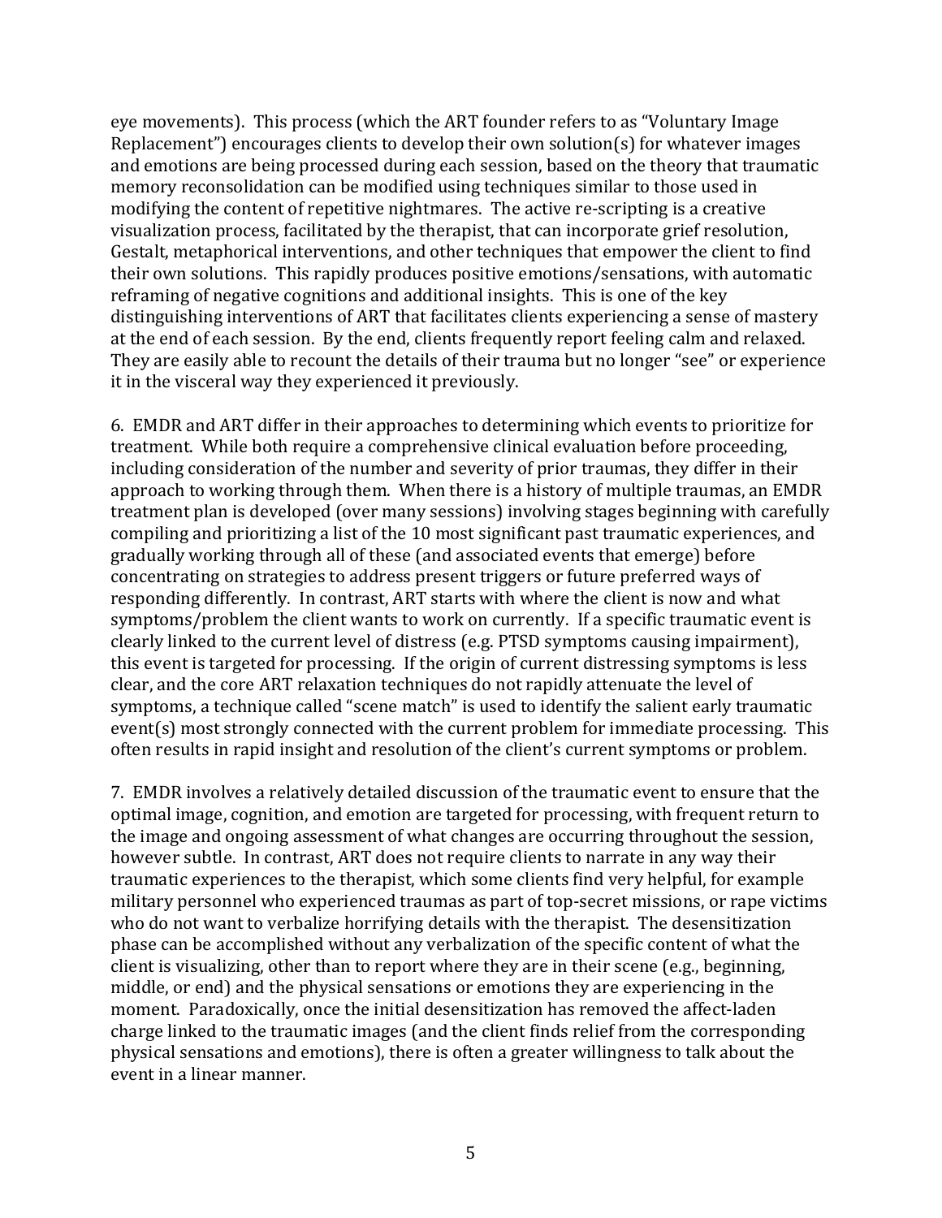eye movements). This process (which the ART founder refers to as "Voluntary Image Replacement") encourages clients to develop their own solution(s) for whatever images and emotions are being processed during each session, based on the theory that traumatic memory reconsolidation can be modified using techniques similar to those used in modifying the content of repetitive nightmares. The active re-scripting is a creative visualization process, facilitated by the therapist, that can incorporate grief resolution, Gestalt, metaphorical interventions, and other techniques that empower the client to find their own solutions. This rapidly produces positive emotions/sensations, with automatic reframing of negative cognitions and additional insights. This is one of the key distinguishing interventions of ART that facilitates clients experiencing a sense of mastery at the end of each session. By the end, clients frequently report feeling calm and relaxed. They are easily able to recount the details of their trauma but no longer "see" or experience it in the visceral way they experienced it previously.

6. EMDR and ART differ in their approaches to determining which events to prioritize for treatment. While both require a comprehensive clinical evaluation before proceeding, including consideration of the number and severity of prior traumas, they differ in their approach to working through them. When there is a history of multiple traumas, an EMDR treatment plan is developed (over many sessions) involving stages beginning with carefully compiling and prioritizing a list of the 10 most significant past traumatic experiences, and gradually working through all of these (and associated events that emerge) before concentrating on strategies to address present triggers or future preferred ways of responding differently. In contrast, ART starts with where the client is now and what symptoms/problem the client wants to work on currently. If a specific traumatic event is clearly linked to the current level of distress (e.g. PTSD symptoms causing impairment), this event is targeted for processing. If the origin of current distressing symptoms is less clear, and the core ART relaxation techniques do not rapidly attenuate the level of symptoms, a technique called "scene match" is used to identify the salient early traumatic event(s) most strongly connected with the current problem for immediate processing. This often results in rapid insight and resolution of the client's current symptoms or problem.

7. EMDR involves a relatively detailed discussion of the traumatic event to ensure that the optimal image, cognition, and emotion are targeted for processing, with frequent return to the image and ongoing assessment of what changes are occurring throughout the session, however subtle. In contrast, ART does not require clients to narrate in any way their traumatic experiences to the therapist, which some clients find very helpful, for example military personnel who experienced traumas as part of top-secret missions, or rape victims who do not want to verbalize horrifying details with the therapist. The desensitization phase can be accomplished without any verbalization of the specific content of what the client is visualizing, other than to report where they are in their scene (e.g., beginning, middle, or end) and the physical sensations or emotions they are experiencing in the moment. Paradoxically, once the initial desensitization has removed the affect-laden charge linked to the traumatic images (and the client finds relief from the corresponding physical sensations and emotions), there is often a greater willingness to talk about the event in a linear manner.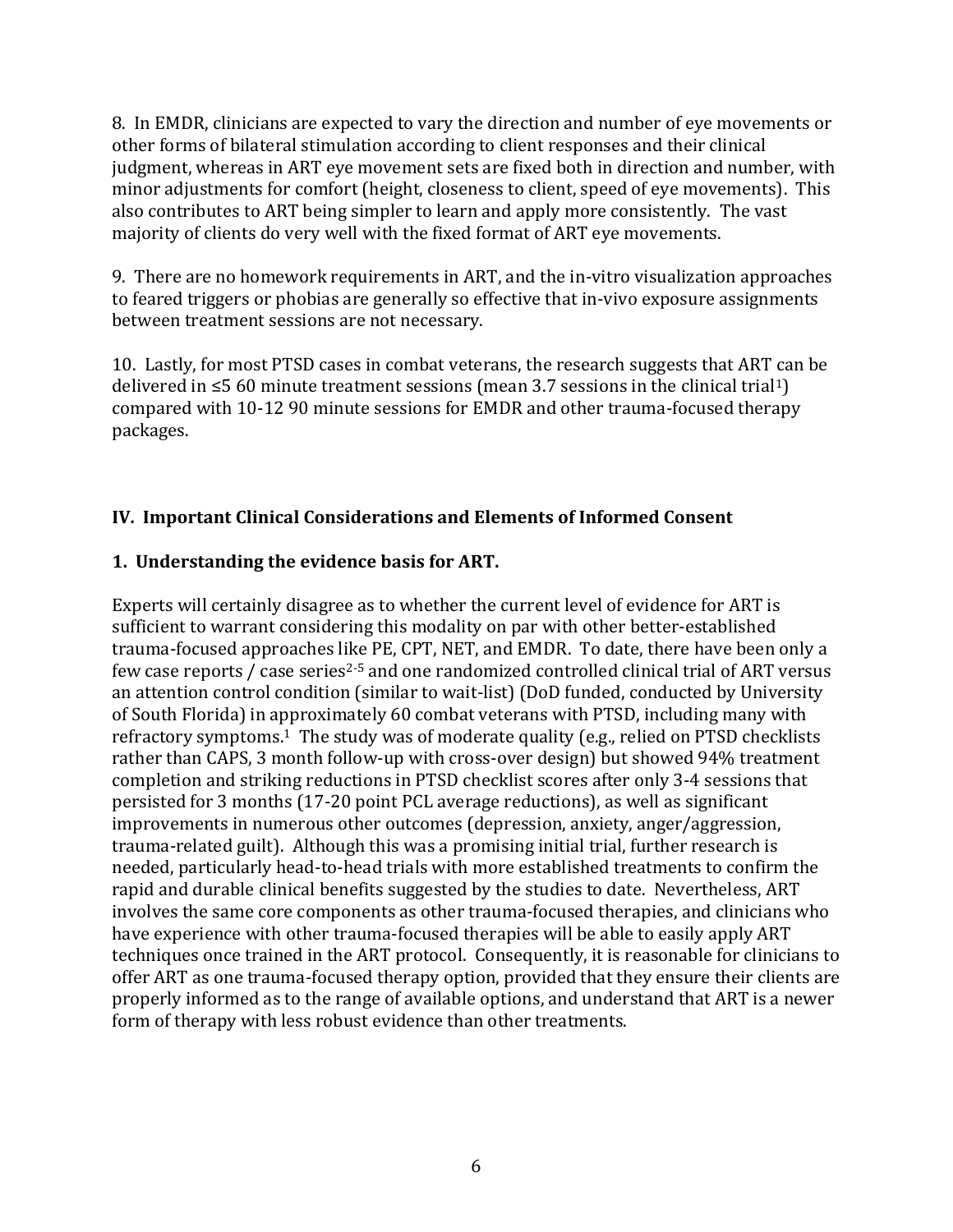8. In EMDR, clinicians are expected to vary the direction and number of eye movements or other forms of bilateral stimulation according to client responses and their clinical judgment, whereas in ART eye movement sets are fixed both in direction and number, with minor adjustments for comfort (height, closeness to client, speed of eye movements). This also contributes to ART being simpler to learn and apply more consistently. The vast majority of clients do very well with the fixed format of ART eye movements.

9. There are no homework requirements in ART, and the in-vitro visualization approaches to feared triggers or phobias are generally so effective that in-vivo exposure assignments between treatment sessions are not necessary.

10. Lastly, for most PTSD cases in combat veterans, the research suggests that ART can be delivered in ≤5 60 minute treatment sessions (mean 3.7 sessions in the clinical trial[1]) compared with 10-12 90 minute sessions for EMDR and other trauma-focused therapy packages.

## IV. Important Clinical Considerations and Elements of Informed Consent

### 1. Understanding the evidence basis for ART.

Experts will certainly disagree as to whether the current level of evidence for ART is sufficient to warrant considering this modality on par with other better-established trauma-focused approaches like PE, CPT, NET, and EMDR. To date, there have been only a few case reports / case series[2-5] and one randomized controlled clinical trial of ART versus an attention control condition (similar to wait-list) (DoD funded, conducted by University of South Florida) in approximately 60 combat veterans with PTSD, including many with refractory symptoms.[1] The study was of moderate quality (e.g., relied on PTSD checklists rather than CAPS, 3 month follow-up with cross-over design) but showed 94% treatment completion and striking reductions in PTSD checklist scores after only 3-4 sessions that persisted for 3 months (17-20 point PCL average reductions), as well as significant improvements in numerous other outcomes (depression, anxiety, anger/aggression, trauma-related guilt). Although this was a promising initial trial, further research is needed, particularly head-to-head trials with more established treatments to confirm the rapid and durable clinical benefits suggested by the studies to date. Nevertheless, ART involves the same core components as other trauma-focused therapies, and clinicians who have experience with other trauma-focused therapies will be able to easily apply ART techniques once trained in the ART protocol. Consequently, it is reasonable for clinicians to offer ART as one trauma-focused therapy option, provided that they ensure their clients are properly informed as to the range of available options, and understand that ART is a newer form of therapy with less robust evidence than other treatments.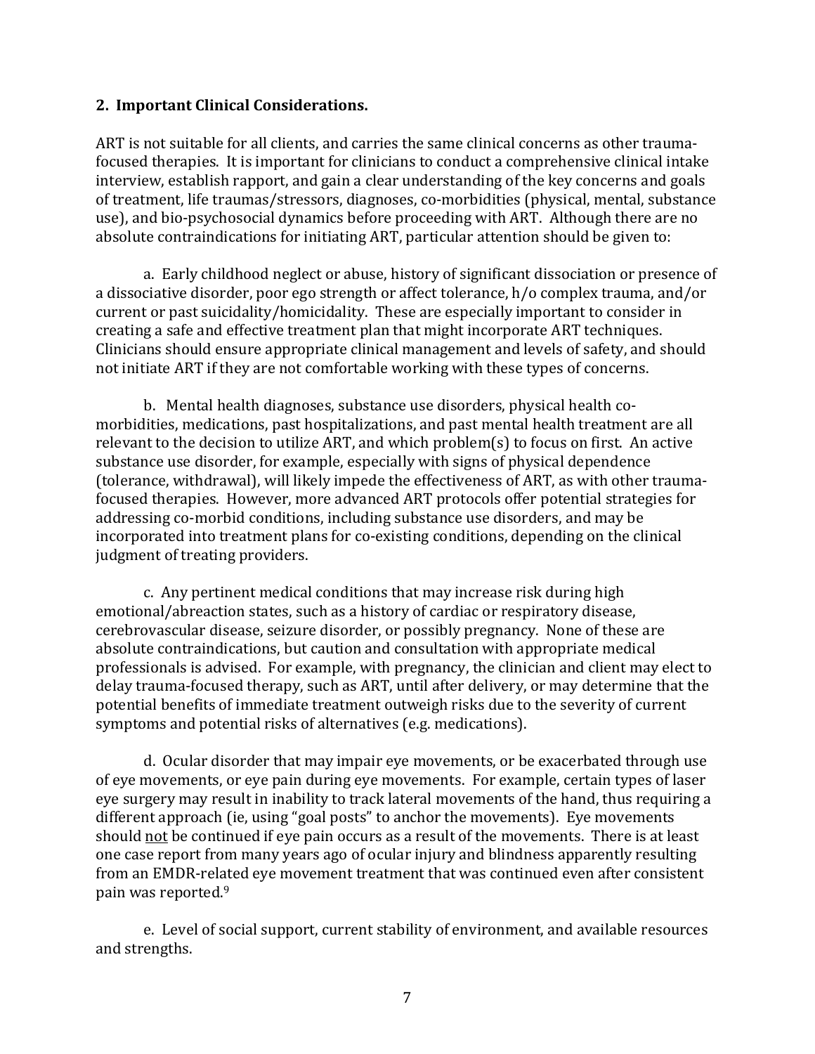## 2. Important Clinical Considerations.

ART is not suitable for all clients, and carries the same clinical concerns as other trauma-focused therapies. It is important for clinicians to conduct a comprehensive clinical intake interview, establish rapport, and gain a clear understanding of the key concerns and goals of treatment, life traumas/stressors, diagnoses, co-morbidities (physical, mental, substance use), and bio-psychosocial dynamics before proceeding with ART. Although there are no absolute contraindications for initiating ART, particular attention should be given to:

a. Early childhood neglect or abuse, history of significant dissociation or presence of a dissociative disorder, poor ego strength or affect tolerance, h/o complex trauma, and/or current or past suicidality/homicidality. These are especially important to consider in creating a safe and effective treatment plan that might incorporate ART techniques. Clinicians should ensure appropriate clinical management and levels of safety, and should not initiate ART if they are not comfortable working with these types of concerns.

b. Mental health diagnoses, substance use disorders, physical health co-morbidities, medications, past hospitalizations, and past mental health treatment are all relevant to the decision to utilize ART, and which problem(s) to focus on first. An active substance use disorder, for example, especially with signs of physical dependence (tolerance, withdrawal), will likely impede the effectiveness of ART, as with other trauma-focused therapies. However, more advanced ART protocols offer potential strategies for addressing co-morbid conditions, including substance use disorders, and may be incorporated into treatment plans for co-existing conditions, depending on the clinical judgment of treating providers.

c. Any pertinent medical conditions that may increase risk during high emotional/abreaction states, such as a history of cardiac or respiratory disease, cerebrovascular disease, seizure disorder, or possibly pregnancy. None of these are absolute contraindications, but caution and consultation with appropriate medical professionals is advised. For example, with pregnancy, the clinician and client may elect to delay trauma-focused therapy, such as ART, until after delivery, or may determine that the potential benefits of immediate treatment outweigh risks due to the severity of current symptoms and potential risks of alternatives (e.g. medications).

d. Ocular disorder that may impair eye movements, or be exacerbated through use of eye movements, or eye pain during eye movements. For example, certain types of laser eye surgery may result in inability to track lateral movements of the hand, thus requiring a different approach (ie, using "goal posts" to anchor the movements). Eye movements should <u>not</u> be continued if eye pain occurs as a result of the movements. There is at least one case report from many years ago of ocular injury and blindness apparently resulting from an EMDR-related eye movement treatment that was continued even after consistent pain was reported.[9]

e. Level of social support, current stability of environment, and available resources and strengths.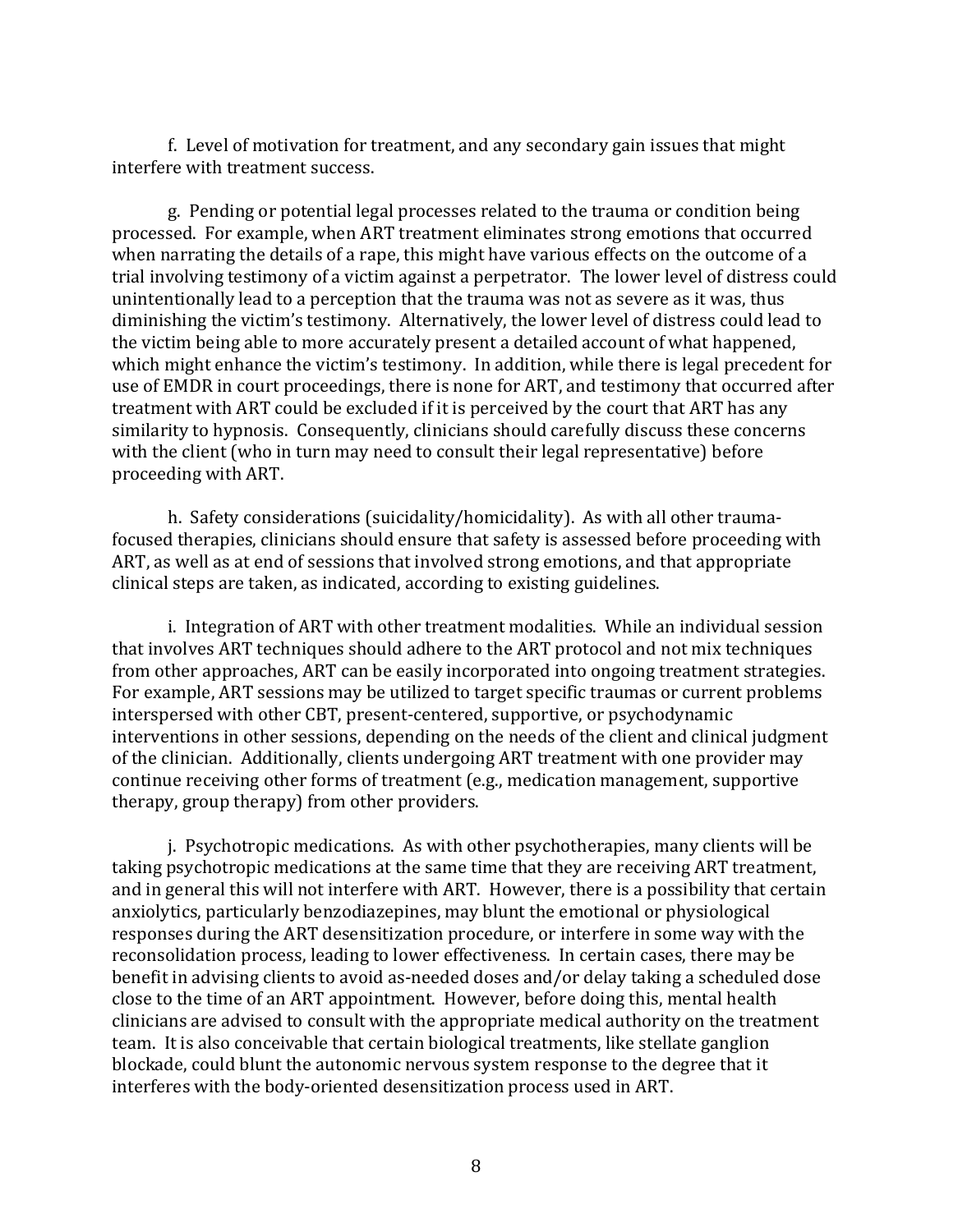f. Level of motivation for treatment, and any secondary gain issues that might interfere with treatment success.

g. Pending or potential legal processes related to the trauma or condition being processed. For example, when ART treatment eliminates strong emotions that occurred when narrating the details of a rape, this might have various effects on the outcome of a trial involving testimony of a victim against a perpetrator. The lower level of distress could unintentionally lead to a perception that the trauma was not as severe as it was, thus diminishing the victim's testimony. Alternatively, the lower level of distress could lead to the victim being able to more accurately present a detailed account of what happened, which might enhance the victim's testimony. In addition, while there is legal precedent for use of EMDR in court proceedings, there is none for ART, and testimony that occurred after treatment with ART could be excluded if it is perceived by the court that ART has any similarity to hypnosis. Consequently, clinicians should carefully discuss these concerns with the client (who in turn may need to consult their legal representative) before proceeding with ART.

h. Safety considerations (suicidality/homicidality). As with all other trauma-focused therapies, clinicians should ensure that safety is assessed before proceeding with ART, as well as at end of sessions that involved strong emotions, and that appropriate clinical steps are taken, as indicated, according to existing guidelines.

i. Integration of ART with other treatment modalities. While an individual session that involves ART techniques should adhere to the ART protocol and not mix techniques from other approaches, ART can be easily incorporated into ongoing treatment strategies. For example, ART sessions may be utilized to target specific traumas or current problems interspersed with other CBT, present-centered, supportive, or psychodynamic interventions in other sessions, depending on the needs of the client and clinical judgment of the clinician. Additionally, clients undergoing ART treatment with one provider may continue receiving other forms of treatment (e.g., medication management, supportive therapy, group therapy) from other providers.

j. Psychotropic medications. As with other psychotherapies, many clients will be taking psychotropic medications at the same time that they are receiving ART treatment, and in general this will not interfere with ART. However, there is a possibility that certain anxiolytics, particularly benzodiazepines, may blunt the emotional or physiological responses during the ART desensitization procedure, or interfere in some way with the reconsolidation process, leading to lower effectiveness. In certain cases, there may be benefit in advising clients to avoid as-needed doses and/or delay taking a scheduled dose close to the time of an ART appointment. However, before doing this, mental health clinicians are advised to consult with the appropriate medical authority on the treatment team. It is also conceivable that certain biological treatments, like stellate ganglion blockade, could blunt the autonomic nervous system response to the degree that it interferes with the body-oriented desensitization process used in ART.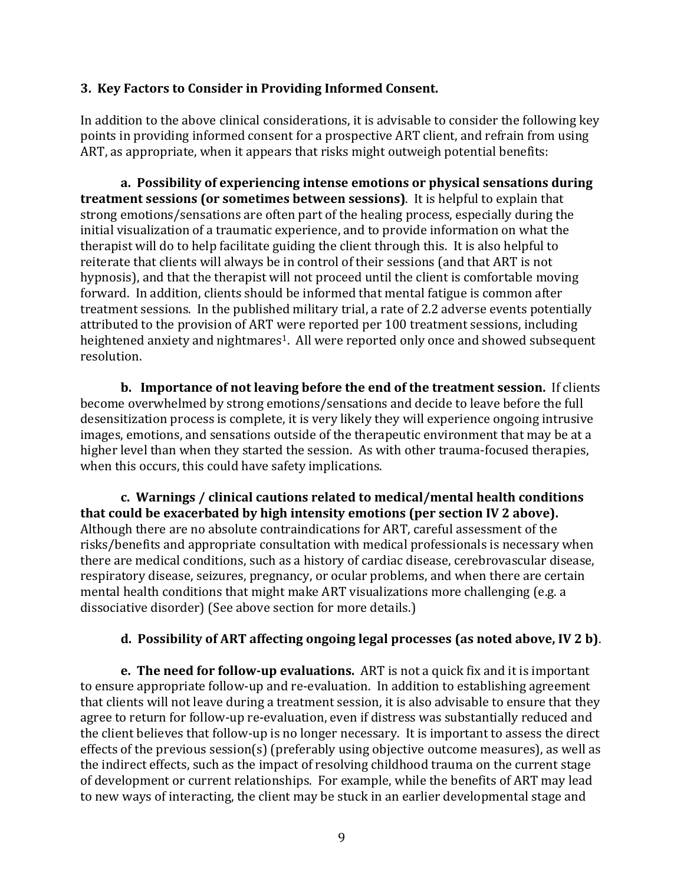### 3. Key Factors to Consider in Providing Informed Consent.

In addition to the above clinical considerations, it is advisable to consider the following key points in providing informed consent for a prospective ART client, and refrain from using ART, as appropriate, when it appears that risks might outweigh potential benefits:

**a. Possibility of experiencing intense emotions or physical sensations during treatment sessions (or sometimes between sessions)**. It is helpful to explain that strong emotions/sensations are often part of the healing process, especially during the initial visualization of a traumatic experience, and to provide information on what the therapist will do to help facilitate guiding the client through this. It is also helpful to reiterate that clients will always be in control of their sessions (and that ART is not hypnosis), and that the therapist will not proceed until the client is comfortable moving forward. In addition, clients should be informed that mental fatigue is common after treatment sessions. In the published military trial, a rate of 2.2 adverse events potentially attributed to the provision of ART were reported per 100 treatment sessions, including heightened anxiety and nightmares[1]. All were reported only once and showed subsequent resolution.

**b. Importance of not leaving before the end of the treatment session.** If clients become overwhelmed by strong emotions/sensations and decide to leave before the full desensitization process is complete, it is very likely they will experience ongoing intrusive images, emotions, and sensations outside of the therapeutic environment that may be at a higher level than when they started the session. As with other trauma-focused therapies, when this occurs, this could have safety implications.

**c. Warnings / clinical cautions related to medical/mental health conditions that could be exacerbated by high intensity emotions (per section IV 2 above).** Although there are no absolute contraindications for ART, careful assessment of the risks/benefits and appropriate consultation with medical professionals is necessary when there are medical conditions, such as a history of cardiac disease, cerebrovascular disease, respiratory disease, seizures, pregnancy, or ocular problems, and when there are certain mental health conditions that might make ART visualizations more challenging (e.g. a dissociative disorder) (See above section for more details.)

**d. Possibility of ART affecting ongoing legal processes (as noted above, IV 2 b)**.

**e. The need for follow-up evaluations.** ART is not a quick fix and it is important to ensure appropriate follow-up and re-evaluation. In addition to establishing agreement that clients will not leave during a treatment session, it is also advisable to ensure that they agree to return for follow-up re-evaluation, even if distress was substantially reduced and the client believes that follow-up is no longer necessary. It is important to assess the direct effects of the previous session(s) (preferably using objective outcome measures), as well as the indirect effects, such as the impact of resolving childhood trauma on the current stage of development or current relationships. For example, while the benefits of ART may lead to new ways of interacting, the client may be stuck in an earlier developmental stage and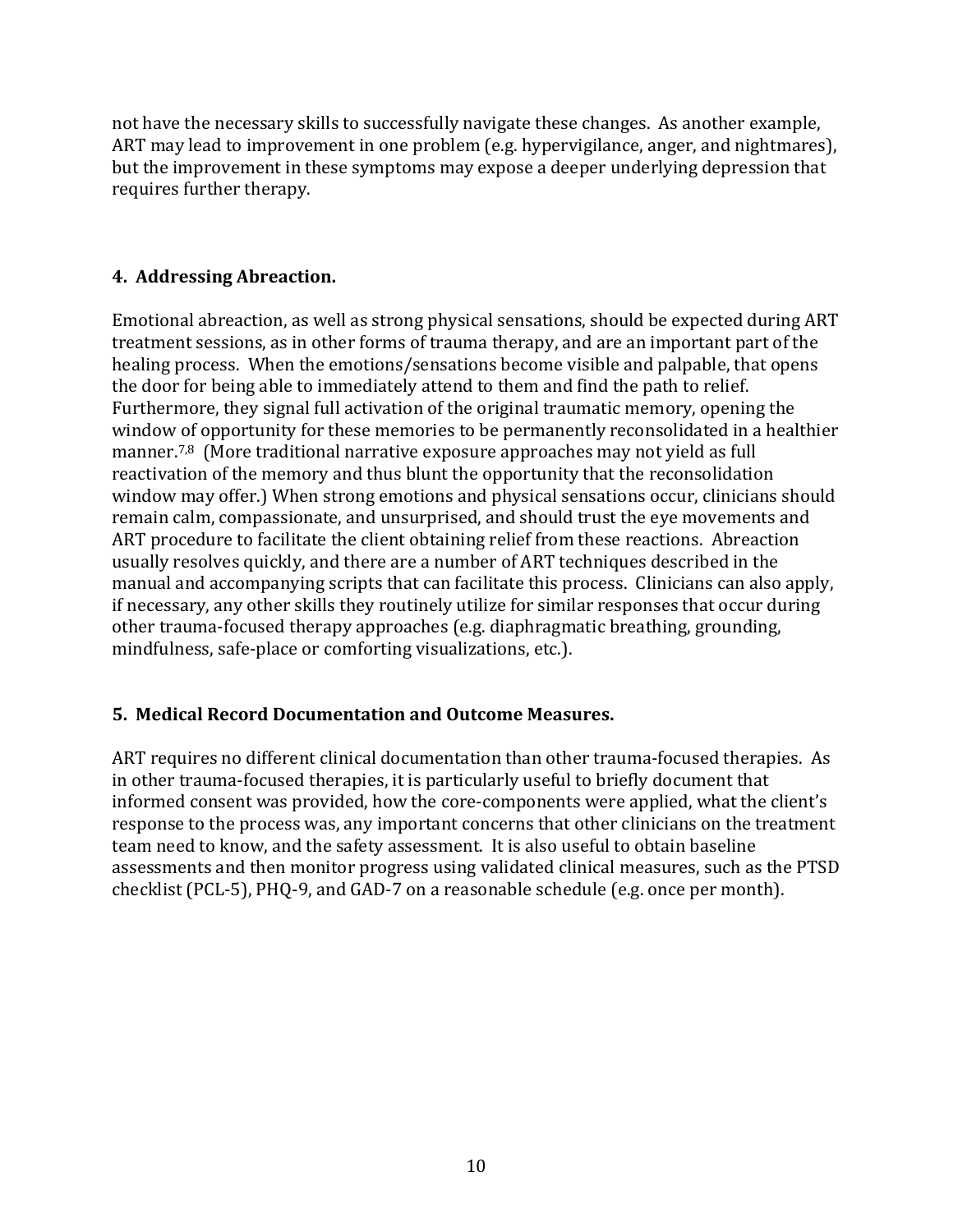not have the necessary skills to successfully navigate these changes. As another example, ART may lead to improvement in one problem (e.g. hypervigilance, anger, and nightmares), but the improvement in these symptoms may expose a deeper underlying depression that requires further therapy.

### 4. Addressing Abreaction.

Emotional abreaction, as well as strong physical sensations, should be expected during ART treatment sessions, as in other forms of trauma therapy, and are an important part of the healing process. When the emotions/sensations become visible and palpable, that opens the door for being able to immediately attend to them and find the path to relief. Furthermore, they signal full activation of the original traumatic memory, opening the window of opportunity for these memories to be permanently reconsolidated in a healthier manner.[7,8] (More traditional narrative exposure approaches may not yield as full reactivation of the memory and thus blunt the opportunity that the reconsolidation window may offer.) When strong emotions and physical sensations occur, clinicians should remain calm, compassionate, and unsurprised, and should trust the eye movements and ART procedure to facilitate the client obtaining relief from these reactions. Abreaction usually resolves quickly, and there are a number of ART techniques described in the manual and accompanying scripts that can facilitate this process. Clinicians can also apply, if necessary, any other skills they routinely utilize for similar responses that occur during other trauma-focused therapy approaches (e.g. diaphragmatic breathing, grounding, mindfulness, safe-place or comforting visualizations, etc.).

### 5. Medical Record Documentation and Outcome Measures.

ART requires no different clinical documentation than other trauma-focused therapies. As in other trauma-focused therapies, it is particularly useful to briefly document that informed consent was provided, how the core-components were applied, what the client's response to the process was, any important concerns that other clinicians on the treatment team need to know, and the safety assessment. It is also useful to obtain baseline assessments and then monitor progress using validated clinical measures, such as the PTSD checklist (PCL-5), PHQ-9, and GAD-7 on a reasonable schedule (e.g. once per month).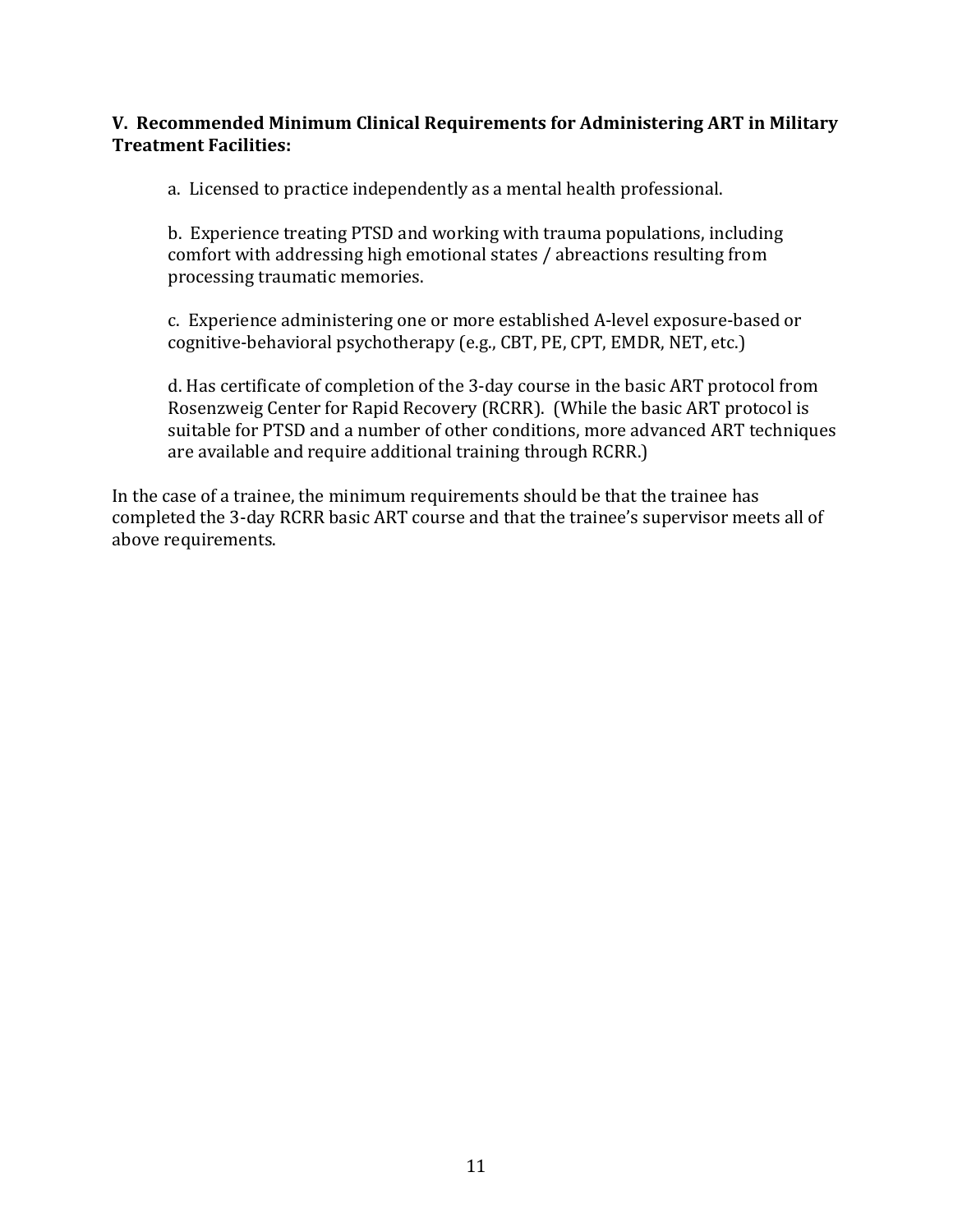**V. Recommended Minimum Clinical Requirements for Administering ART in Military Treatment Facilities:**

a. Licensed to practice independently as a mental health professional.

b. Experience treating PTSD and working with trauma populations, including comfort with addressing high emotional states / abreactions resulting from processing traumatic memories.

c. Experience administering one or more established A-level exposure-based or cognitive-behavioral psychotherapy (e.g., CBT, PE, CPT, EMDR, NET, etc.)

d. Has certificate of completion of the 3-day course in the basic ART protocol from Rosenzweig Center for Rapid Recovery (RCRR). (While the basic ART protocol is suitable for PTSD and a number of other conditions, more advanced ART techniques are available and require additional training through RCRR.)

In the case of a trainee, the minimum requirements should be that the trainee has completed the 3-day RCRR basic ART course and that the trainee's supervisor meets all of above requirements.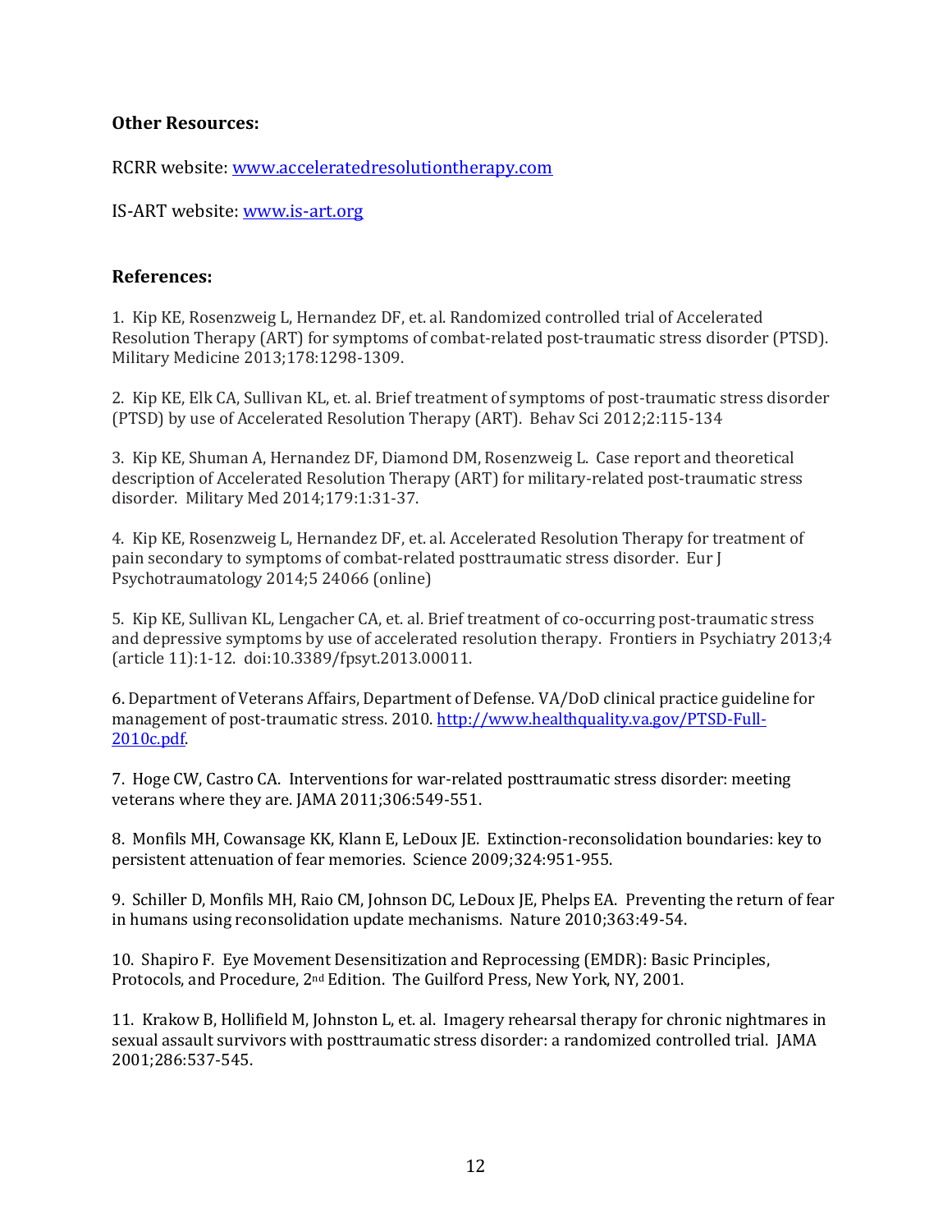**Other Resources:**

RCRR website: [www.acceleratedresolutiontherapy.com](http://www.acceleratedresolutiontherapy.com)

IS-ART website: [www.is-art.org](http://www.is-art.org)

**References:**

1. Kip KE, Rosenzweig L, Hernandez DF, et. al. Randomized controlled trial of Accelerated Resolution Therapy (ART) for symptoms of combat-related post-traumatic stress disorder (PTSD). Military Medicine 2013;178:1298-1309.

2. Kip KE, Elk CA, Sullivan KL, et. al. Brief treatment of symptoms of post-traumatic stress disorder (PTSD) by use of Accelerated Resolution Therapy (ART). Behav Sci 2012;2:115-134

3. Kip KE, Shuman A, Hernandez DF, Diamond DM, Rosenzweig L. Case report and theoretical description of Accelerated Resolution Therapy (ART) for military-related post-traumatic stress disorder. Military Med 2014;179:1:31-37.

4. Kip KE, Rosenzweig L, Hernandez DF, et. al. Accelerated Resolution Therapy for treatment of pain secondary to symptoms of combat-related posttraumatic stress disorder. Eur J Psychotraumatology 2014;5 24066 (online)

5. Kip KE, Sullivan KL, Lengacher CA, et. al. Brief treatment of co-occurring post-traumatic stress and depressive symptoms by use of accelerated resolution therapy. Frontiers in Psychiatry 2013;4 (article 11):1-12. doi:10.3389/fpsyt.2013.00011.

6. Department of Veterans Affairs, Department of Defense. VA/DoD clinical practice guideline for management of post-traumatic stress. 2010. [http://www.healthquality.va.gov/PTSD-Full-2010c.pdf](http://www.healthquality.va.gov/PTSD-Full-2010c.pdf).

7. Hoge CW, Castro CA. Interventions for war-related posttraumatic stress disorder: meeting veterans where they are. JAMA 2011;306:549-551.

8. Monfils MH, Cowansage KK, Klann E, LeDoux JE. Extinction-reconsolidation boundaries: key to persistent attenuation of fear memories. Science 2009;324:951-955.

9. Schiller D, Monfils MH, Raio CM, Johnson DC, LeDoux JE, Phelps EA. Preventing the return of fear in humans using reconsolidation update mechanisms. Nature 2010;363:49-54.

10. Shapiro F. Eye Movement Desensitization and Reprocessing (EMDR): Basic Principles, Protocols, and Procedure, 2nd Edition. The Guilford Press, New York, NY, 2001.

11. Krakow B, Hollifield M, Johnston L, et. al. Imagery rehearsal therapy for chronic nightmares in sexual assault survivors with posttraumatic stress disorder: a randomized controlled trial. JAMA 2001;286:537-545.